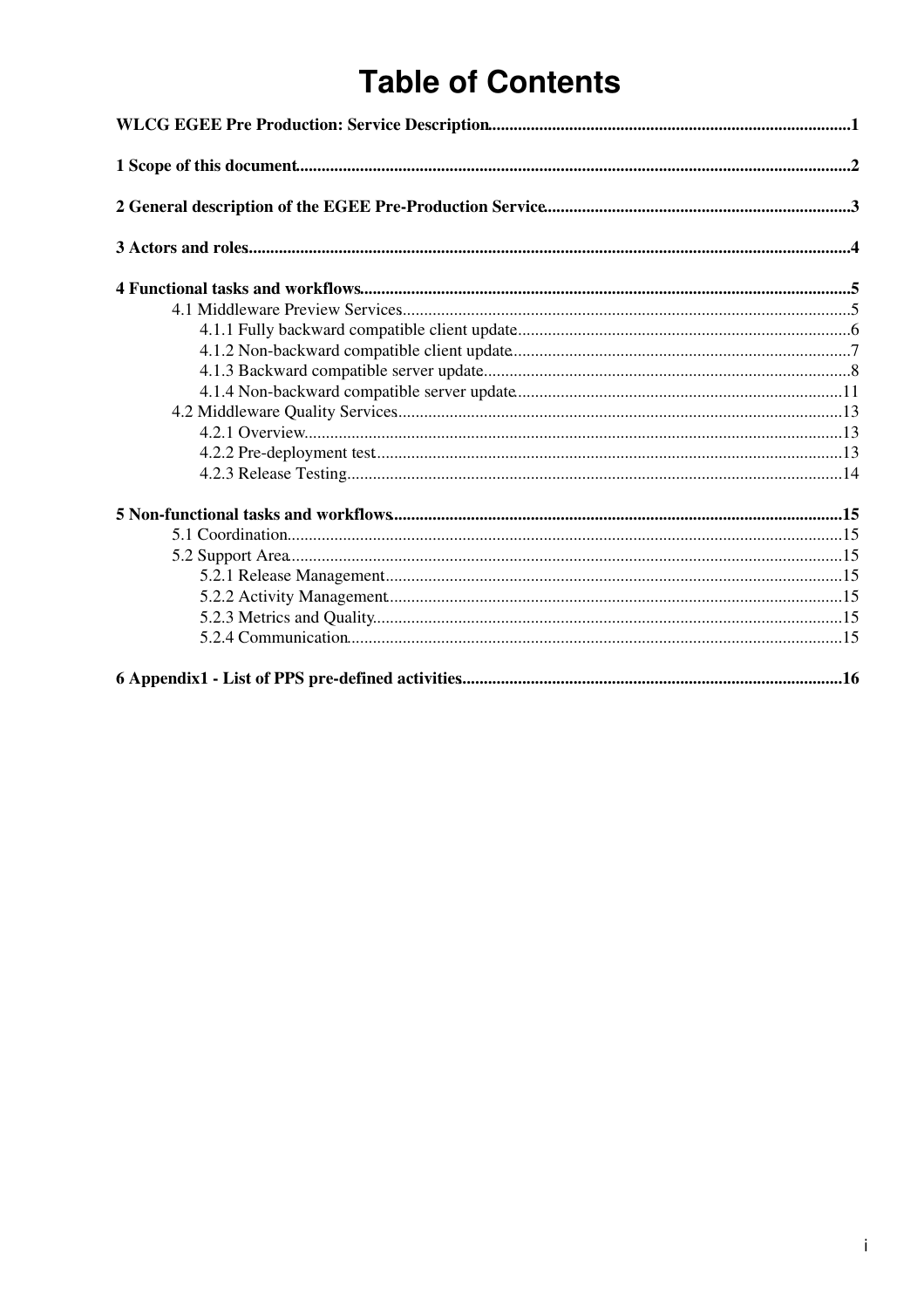# Table of Contents

**WLCG EGEE Pre Production: Service Description** .......... 1

**1 Scope of this document** .......... 2

**2 General description of the EGEE Pre-Production Service** .......... 3

**3 Actors and roles** .......... 4

**4 Functional tasks and workflows** .......... 5

- 4.1 Middleware Preview Services .......... 5
  - 4.1.1 Fully backward compatible client update .......... 6
  - 4.1.2 Non-backward compatible client update .......... 7
  - 4.1.3 Backward compatible server update .......... 8
  - 4.1.4 Non-backward compatible server update .......... 11
- 4.2 Middleware Quality Services .......... 13
  - 4.2.1 Overview .......... 13
  - 4.2.2 Pre-deployment test .......... 13
  - 4.2.3 Release Testing .......... 14

**5 Non-functional tasks and workflows** .......... 15

- 5.1 Coordination .......... 15
- 5.2 Support Area .......... 15
  - 5.2.1 Release Management .......... 15
  - 5.2.2 Activity Management .......... 15
  - 5.2.3 Metrics and Quality .......... 15
  - 5.2.4 Communication .......... 15

**6 Appendix1 - List of PPS pre-defined activities** .......... 16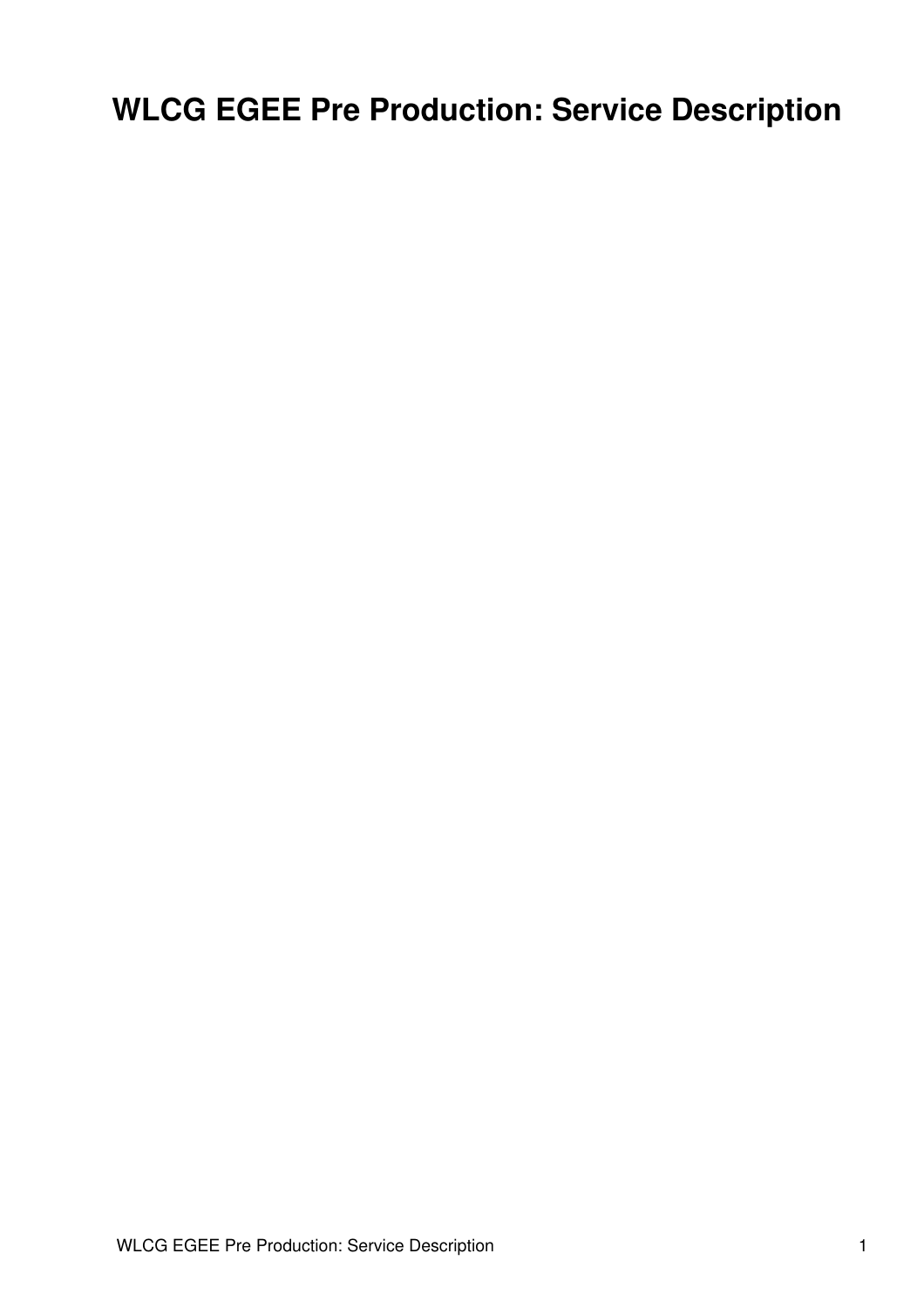# WLCG EGEE Pre Production: Service Description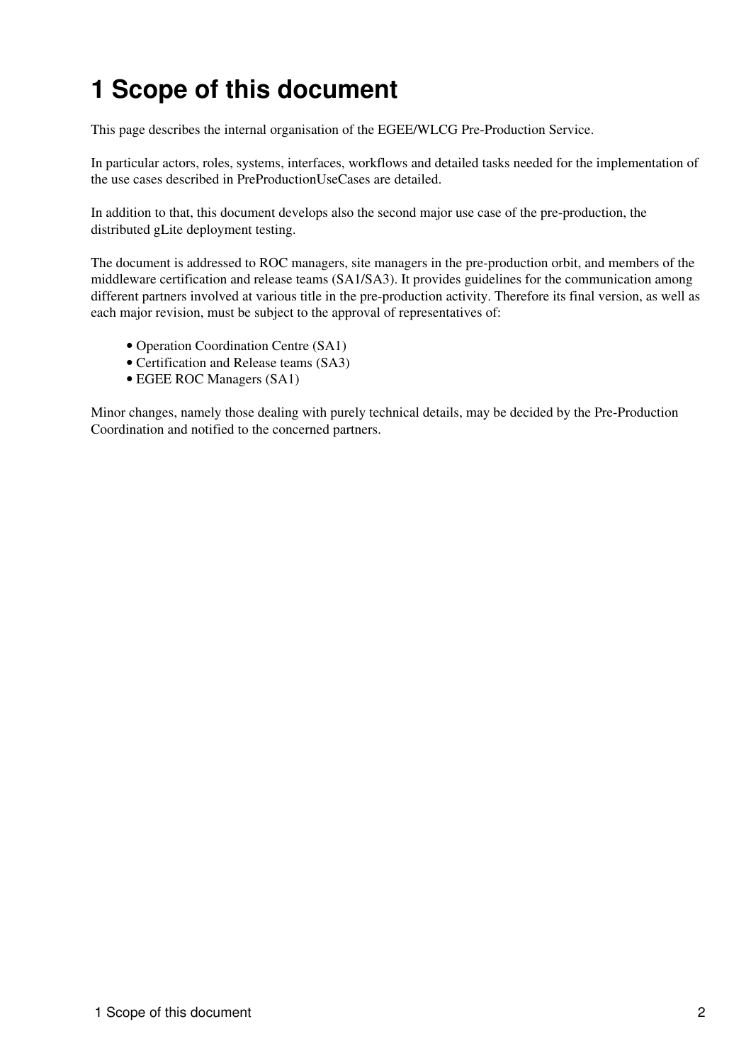# 1 Scope of this document

This page describes the internal organisation of the EGEE/WLCG Pre-Production Service.

In particular actors, roles, systems, interfaces, workflows and detailed tasks needed for the implementation of the use cases described in PreProductionUseCases are detailed.

In addition to that, this document develops also the second major use case of the pre-production, the distributed gLite deployment testing.

The document is addressed to ROC managers, site managers in the pre-production orbit, and members of the middleware certification and release teams (SA1/SA3). It provides guidelines for the communication among different partners involved at various title in the pre-production activity. Therefore its final version, as well as each major revision, must be subject to the approval of representatives of:

- Operation Coordination Centre (SA1)
- Certification and Release teams (SA3)
- EGEE ROC Managers (SA1)

Minor changes, namely those dealing with purely technical details, may be decided by the Pre-Production Coordination and notified to the concerned partners.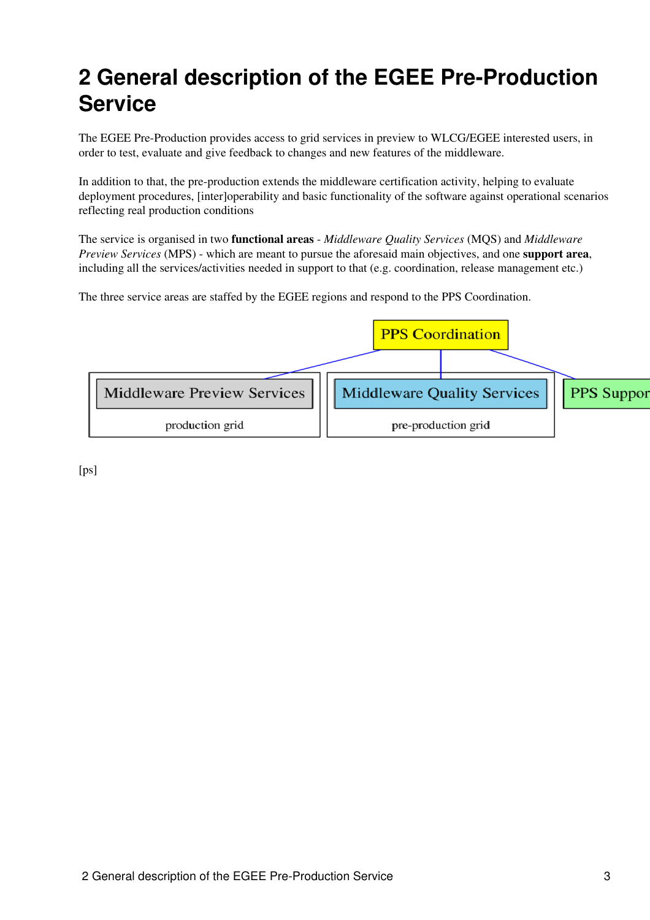# 2 General description of the EGEE Pre-Production Service

The EGEE Pre-Production provides access to grid services in preview to WLCG/EGEE interested users, in order to test, evaluate and give feedback to changes and new features of the middleware.

In addition to that, the pre-production extends the middleware certification activity, helping to evaluate deployment procedures, [inter]operability and basic functionality of the software against operational scenarios reflecting real production conditions

The service is organised in two **functional areas** - *Middleware Quality Services* (MQS) and *Middleware Preview Services* (MPS) - which are meant to pursue the aforesaid main objectives, and one **support area**, including all the services/activities needed in support to that (e.g. coordination, release management etc.)

The three service areas are staffed by the EGEE regions and respond to the PPS Coordination.

PPS Coordination

Middleware Preview Services
production grid

Middleware Quality Services
pre-production grid

PPS Suppor

[ps]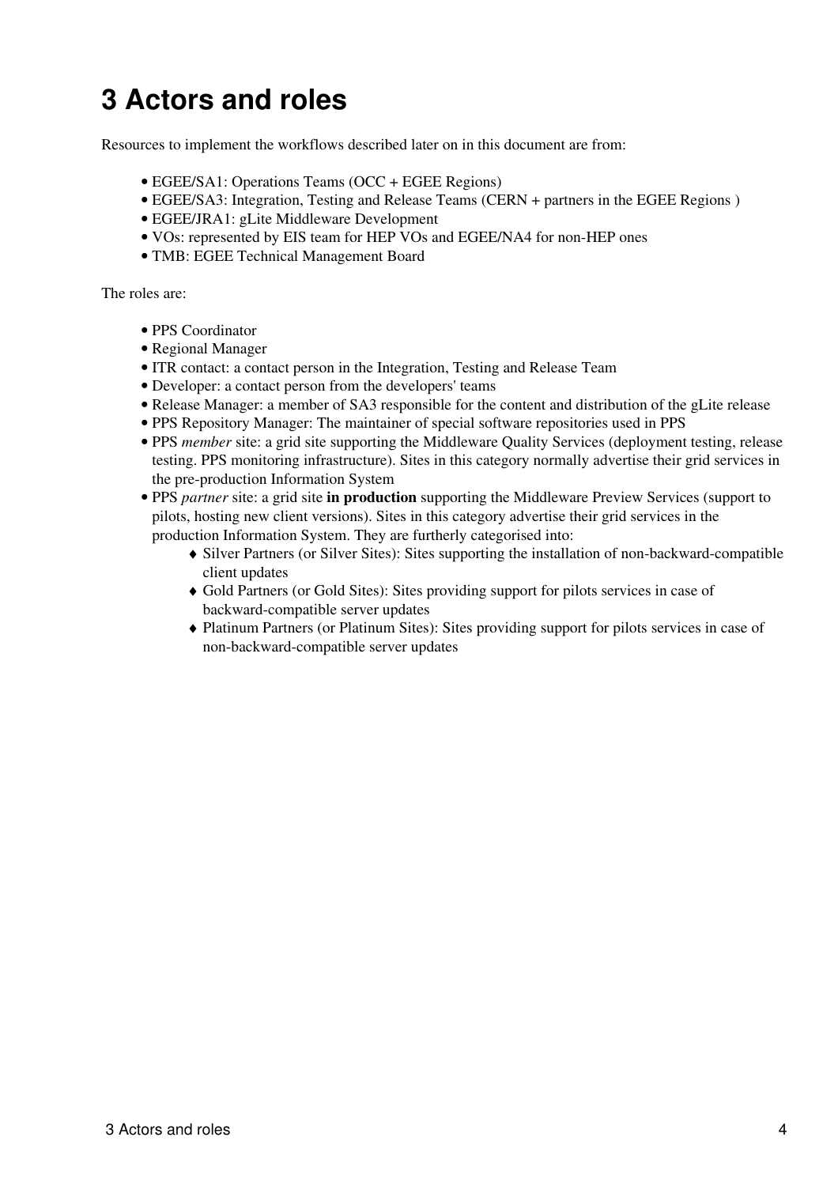# 3 Actors and roles

Resources to implement the workflows described later on in this document are from:

- EGEE/SA1: Operations Teams (OCC + EGEE Regions)
- EGEE/SA3: Integration, Testing and Release Teams (CERN + partners in the EGEE Regions )
- EGEE/JRA1: gLite Middleware Development
- VOs: represented by EIS team for HEP VOs and EGEE/NA4 for non-HEP ones
- TMB: EGEE Technical Management Board

The roles are:

- PPS Coordinator
- Regional Manager
- ITR contact: a contact person in the Integration, Testing and Release Team
- Developer: a contact person from the developers' teams
- Release Manager: a member of SA3 responsible for the content and distribution of the gLite release
- PPS Repository Manager: The maintainer of special software repositories used in PPS
- PPS *member* site: a grid site supporting the Middleware Quality Services (deployment testing, release testing. PPS monitoring infrastructure). Sites in this category normally advertise their grid services in the pre-production Information System
- PPS *partner* site: a grid site **in production** supporting the Middleware Preview Services (support to pilots, hosting new client versions). Sites in this category advertise their grid services in the production Information System. They are furtherly categorised into:
  - Silver Partners (or Silver Sites): Sites supporting the installation of non-backward-compatible client updates
  - Gold Partners (or Gold Sites): Sites providing support for pilots services in case of backward-compatible server updates
  - Platinum Partners (or Platinum Sites): Sites providing support for pilots services in case of non-backward-compatible server updates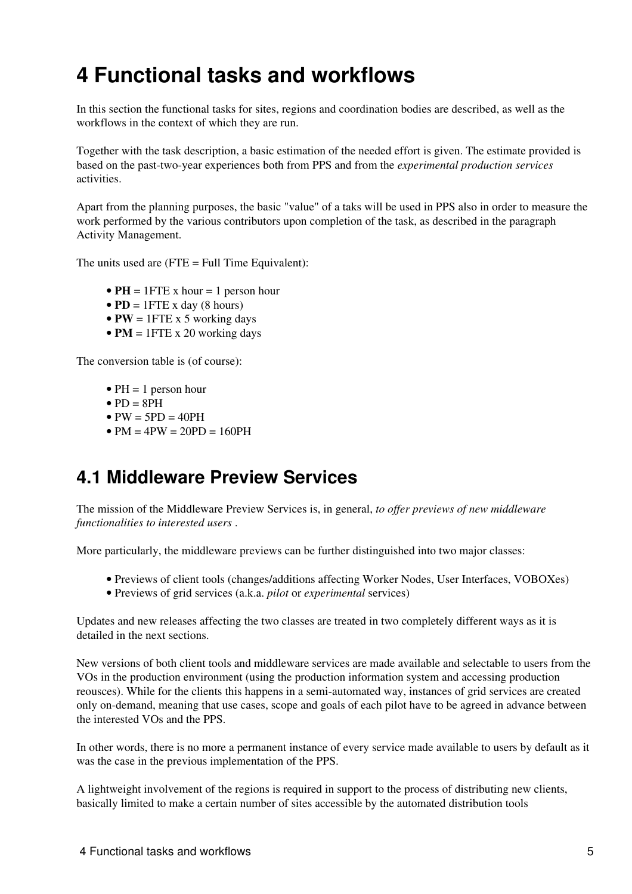# 4 Functional tasks and workflows

In this section the functional tasks for sites, regions and coordination bodies are described, as well as the workflows in the context of which they are run.

Together with the task description, a basic estimation of the needed effort is given. The estimate provided is based on the past-two-year experiences both from PPS and from the *experimental production services* activities.

Apart from the planning purposes, the basic "value" of a taks will be used in PPS also in order to measure the work performed by the various contributors upon completion of the task, as described in the paragraph Activity Management.

The units used are (FTE = Full Time Equivalent):

- **PH** = 1FTE x hour = 1 person hour
- **PD** = 1FTE x day (8 hours)
- **PW** = 1FTE x 5 working days
- **PM** = 1FTE x 20 working days

The conversion table is (of course):

- PH = 1 person hour
- PD = 8PH
- PW = 5PD = 40PH
- PM = 4PW = 20PD = 160PH

## 4.1 Middleware Preview Services

The mission of the Middleware Preview Services is, in general, *to offer previews of new middleware functionalities to interested users* .

More particularly, the middleware previews can be further distinguished into two major classes:

- Previews of client tools (changes/additions affecting Worker Nodes, User Interfaces, VOBOXes)
- Previews of grid services (a.k.a. *pilot* or *experimental* services)

Updates and new releases affecting the two classes are treated in two completely different ways as it is detailed in the next sections.

New versions of both client tools and middleware services are made available and selectable to users from the VOs in the production environment (using the production information system and accessing production reousces). While for the clients this happens in a semi-automated way, instances of grid services are created only on-demand, meaning that use cases, scope and goals of each pilot have to be agreed in advance between the interested VOs and the PPS.

In other words, there is no more a permanent instance of every service made available to users by default as it was the case in the previous implementation of the PPS.

A lightweight involvement of the regions is required in support to the process of distributing new clients, basically limited to make a certain number of sites accessible by the automated distribution tools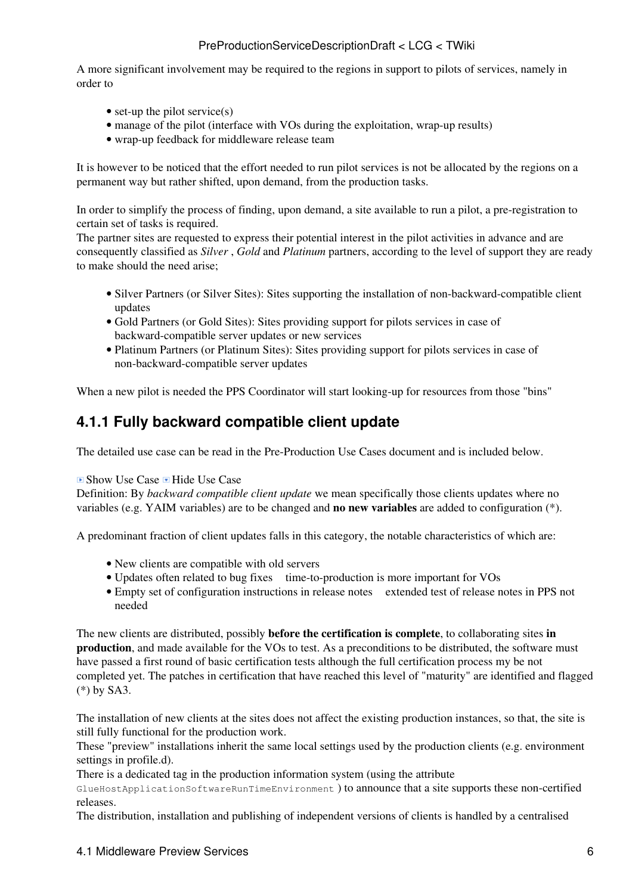A more significant involvement may be required to the regions in support to pilots of services, namely in order to

- set-up the pilot service(s)
- manage of the pilot (interface with VOs during the exploitation, wrap-up results)
- wrap-up feedback for middleware release team

It is however to be noticed that the effort needed to run pilot services is not be allocated by the regions on a permanent way but rather shifted, upon demand, from the production tasks.

In order to simplify the process of finding, upon demand, a site available to run a pilot, a pre-registration to certain set of tasks is required.
The partner sites are requested to express their potential interest in the pilot activities in advance and are consequently classified as *Silver* , *Gold* and *Platinum* partners, according to the level of support they are ready to make should the need arise;

- Silver Partners (or Silver Sites): Sites supporting the installation of non-backward-compatible client updates
- Gold Partners (or Gold Sites): Sites providing support for pilots services in case of backward-compatible server updates or new services
- Platinum Partners (or Platinum Sites): Sites providing support for pilots services in case of non-backward-compatible server updates

When a new pilot is needed the PPS Coordinator will start looking-up for resources from those "bins"

## 4.1.1 Fully backward compatible client update

The detailed use case can be read in the Pre-Production Use Cases document and is included below.

Show Use Case Hide Use Case
Definition: By *backward compatible client update* we mean specifically those clients updates where no variables (e.g. YAIM variables) are to be changed and **no new variables** are added to configuration (*).

A predominant fraction of client updates falls in this category, the notable characteristics of which are:

- New clients are compatible with old servers
- Updates often related to bug fixes    time-to-production is more important for VOs
- Empty set of configuration instructions in release notes    extended test of release notes in PPS not needed

The new clients are distributed, possibly **before the certification is complete**, to collaborating sites **in production**, and made available for the VOs to test. As a preconditions to be distributed, the software must have passed a first round of basic certification tests although the full certification process my be not completed yet. The patches in certification that have reached this level of "maturity" are identified and flagged (*) by SA3.

The installation of new clients at the sites does not affect the existing production instances, so that, the site is still fully functional for the production work.
These "preview" installations inherit the same local settings used by the production clients (e.g. environment settings in profile.d).
There is a dedicated tag in the production information system (using the attribute `GlueHostApplicationSoftwareRunTimeEnvironment` ) to announce that a site supports these non-certified releases.
The distribution, installation and publishing of independent versions of clients is handled by a centralised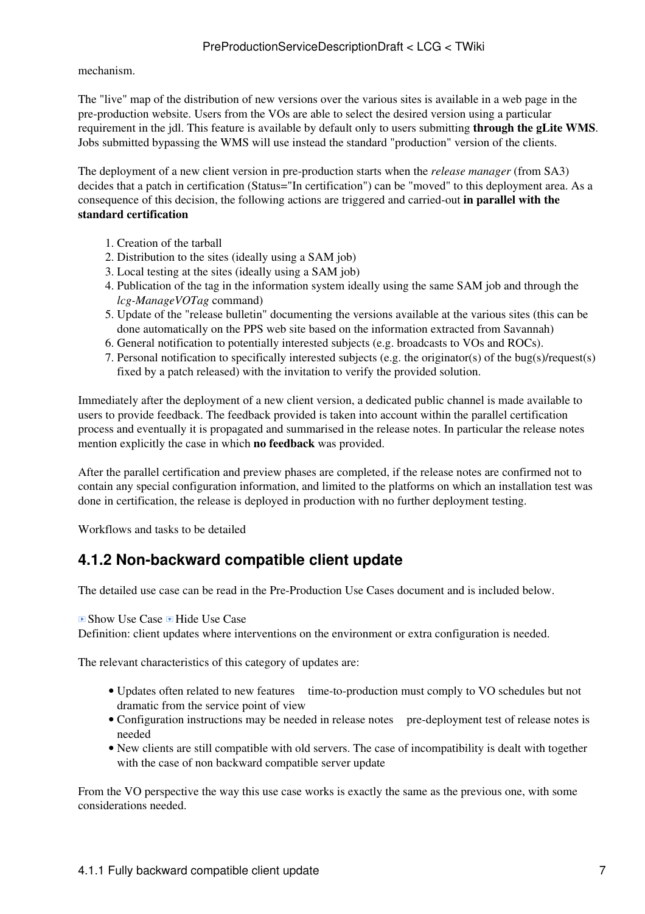mechanism.

The "live" map of the distribution of new versions over the various sites is available in a web page in the pre-production website. Users from the VOs are able to select the desired version using a particular requirement in the jdl. This feature is available by default only to users submitting **through the gLite WMS**. Jobs submitted bypassing the WMS will use instead the standard "production" version of the clients.

The deployment of a new client version in pre-production starts when the *release manager* (from SA3) decides that a patch in certification (Status="In certification") can be "moved" to this deployment area. As a consequence of this decision, the following actions are triggered and carried-out **in parallel with the standard certification**

1. Creation of the tarball
2. Distribution to the sites (ideally using a SAM job)
3. Local testing at the sites (ideally using a SAM job)
4. Publication of the tag in the information system ideally using the same SAM job and through the *lcg-ManageVOTag* command)
5. Update of the "release bulletin" documenting the versions available at the various sites (this can be done automatically on the PPS web site based on the information extracted from Savannah)
6. General notification to potentially interested subjects (e.g. broadcasts to VOs and ROCs).
7. Personal notification to specifically interested subjects (e.g. the originator(s) of the bug(s)/request(s) fixed by a patch released) with the invitation to verify the provided solution.

Immediately after the deployment of a new client version, a dedicated public channel is made available to users to provide feedback. The feedback provided is taken into account within the parallel certification process and eventually it is propagated and summarised in the release notes. In particular the release notes mention explicitly the case in which **no feedback** was provided.

After the parallel certification and preview phases are completed, if the release notes are confirmed not to contain any special configuration information, and limited to the platforms on which an installation test was done in certification, the release is deployed in production with no further deployment testing.

Workflows and tasks to be detailed

## 4.1.2 Non-backward compatible client update

The detailed use case can be read in the Pre-Production Use Cases document and is included below.

Show Use Case Hide Use Case

Definition: client updates where interventions on the environment or extra configuration is needed.

The relevant characteristics of this category of updates are:

- Updates often related to new features  time-to-production must comply to VO schedules but not dramatic from the service point of view
- Configuration instructions may be needed in release notes  pre-deployment test of release notes is needed
- New clients are still compatible with old servers. The case of incompatibility is dealt with together with the case of non backward compatible server update

From the VO perspective the way this use case works is exactly the same as the previous one, with some considerations needed.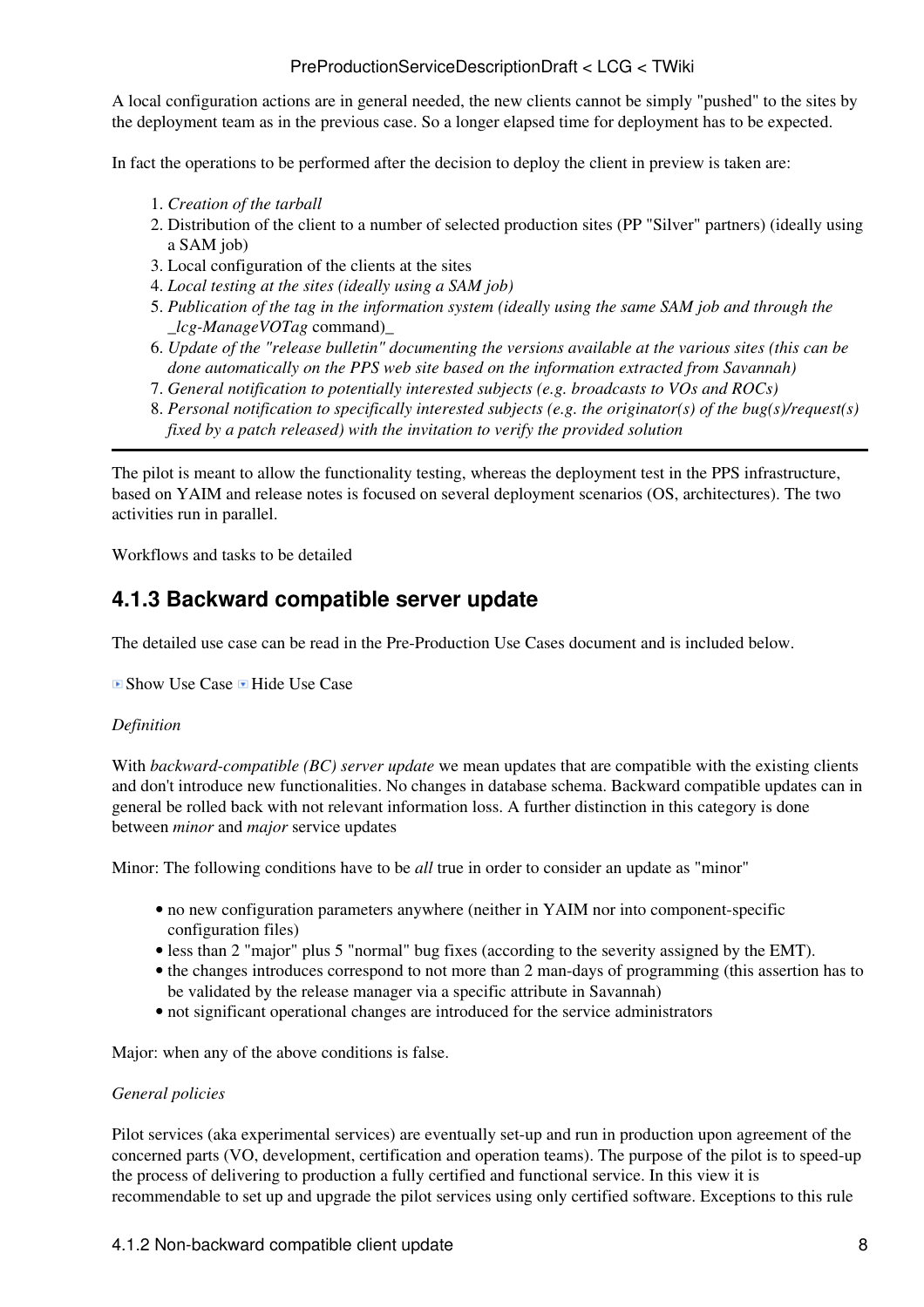A local configuration actions are in general needed, the new clients cannot be simply "pushed" to the sites by the deployment team as in the previous case. So a longer elapsed time for deployment has to be expected.

In fact the operations to be performed after the decision to deploy the client in preview is taken are:

1. *Creation of the tarball*
2. Distribution of the client to a number of selected production sites (PP "Silver" partners) (ideally using a SAM job)
3. Local configuration of the clients at the sites
4. *Local testing at the sites (ideally using a SAM job)*
5. *Publication of the tag in the information system (ideally using the same SAM job and through the _lcg-ManageVOTag* command)_
6. *Update of the "release bulletin" documenting the versions available at the various sites (this can be done automatically on the PPS web site based on the information extracted from Savannah)*
7. *General notification to potentially interested subjects (e.g. broadcasts to VOs and ROCs)*
8. *Personal notification to specifically interested subjects (e.g. the originator(s) of the bug(s)/request(s) fixed by a patch released) with the invitation to verify the provided solution*

---

The pilot is meant to allow the functionality testing, whereas the deployment test in the PPS infrastructure, based on YAIM and release notes is focused on several deployment scenarios (OS, architectures). The two activities run in parallel.

Workflows and tasks to be detailed

### 4.1.3 Backward compatible server update

The detailed use case can be read in the Pre-Production Use Cases document and is included below.

Show Use Case Hide Use Case

*Definition*

With *backward-compatible (BC) server update* we mean updates that are compatible with the existing clients and don't introduce new functionalities. No changes in database schema. Backward compatible updates can in general be rolled back with not relevant information loss. A further distinction in this category is done between *minor* and *major* service updates

Minor: The following conditions have to be *all* true in order to consider an update as "minor"

- no new configuration parameters anywhere (neither in YAIM nor into component-specific configuration files)
- less than 2 "major" plus 5 "normal" bug fixes (according to the severity assigned by the EMT).
- the changes introduces correspond to not more than 2 man-days of programming (this assertion has to be validated by the release manager via a specific attribute in Savannah)
- not significant operational changes are introduced for the service administrators

Major: when any of the above conditions is false.

*General policies*

Pilot services (aka experimental services) are eventually set-up and run in production upon agreement of the concerned parts (VO, development, certification and operation teams). The purpose of the pilot is to speed-up the process of delivering to production a fully certified and functional service. In this view it is recommendable to set up and upgrade the pilot services using only certified software. Exceptions to this rule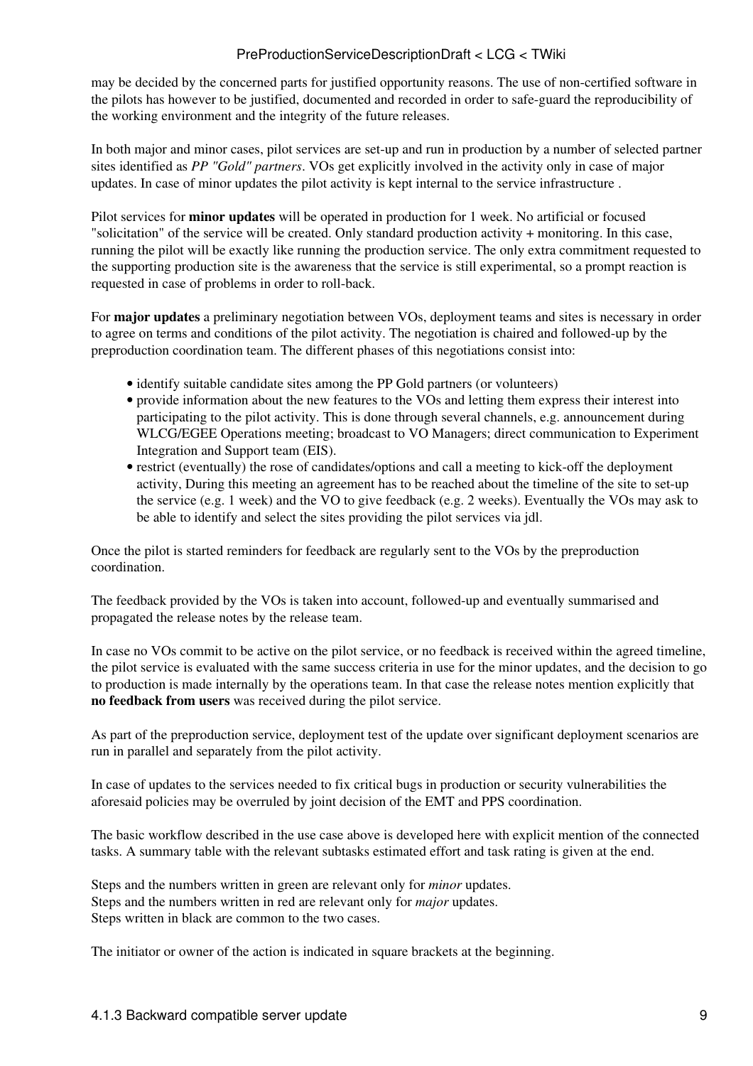may be decided by the concerned parts for justified opportunity reasons. The use of non-certified software in the pilots has however to be justified, documented and recorded in order to safe-guard the reproducibility of the working environment and the integrity of the future releases.

In both major and minor cases, pilot services are set-up and run in production by a number of selected partner sites identified as *PP "Gold" partners*. VOs get explicitly involved in the activity only in case of major updates. In case of minor updates the pilot activity is kept internal to the service infrastructure .

Pilot services for **minor updates** will be operated in production for 1 week. No artificial or focused "solicitation" of the service will be created. Only standard production activity + monitoring. In this case, running the pilot will be exactly like running the production service. The only extra commitment requested to the supporting production site is the awareness that the service is still experimental, so a prompt reaction is requested in case of problems in order to roll-back.

For **major updates** a preliminary negotiation between VOs, deployment teams and sites is necessary in order to agree on terms and conditions of the pilot activity. The negotiation is chaired and followed-up by the preproduction coordination team. The different phases of this negotiations consist into:

- identify suitable candidate sites among the PP Gold partners (or volunteers)
- provide information about the new features to the VOs and letting them express their interest into participating to the pilot activity. This is done through several channels, e.g. announcement during WLCG/EGEE Operations meeting; broadcast to VO Managers; direct communication to Experiment Integration and Support team (EIS).
- restrict (eventually) the rose of candidates/options and call a meeting to kick-off the deployment activity, During this meeting an agreement has to be reached about the timeline of the site to set-up the service (e.g. 1 week) and the VO to give feedback (e.g. 2 weeks). Eventually the VOs may ask to be able to identify and select the sites providing the pilot services via jdl.

Once the pilot is started reminders for feedback are regularly sent to the VOs by the preproduction coordination.

The feedback provided by the VOs is taken into account, followed-up and eventually summarised and propagated the release notes by the release team.

In case no VOs commit to be active on the pilot service, or no feedback is received within the agreed timeline, the pilot service is evaluated with the same success criteria in use for the minor updates, and the decision to go to production is made internally by the operations team. In that case the release notes mention explicitly that **no feedback from users** was received during the pilot service.

As part of the preproduction service, deployment test of the update over significant deployment scenarios are run in parallel and separately from the pilot activity.

In case of updates to the services needed to fix critical bugs in production or security vulnerabilities the aforesaid policies may be overruled by joint decision of the EMT and PPS coordination.

The basic workflow described in the use case above is developed here with explicit mention of the connected tasks. A summary table with the relevant subtasks estimated effort and task rating is given at the end.

Steps and the numbers written in green are relevant only for *minor* updates.
Steps and the numbers written in red are relevant only for *major* updates.
Steps written in black are common to the two cases.

The initiator or owner of the action is indicated in square brackets at the beginning.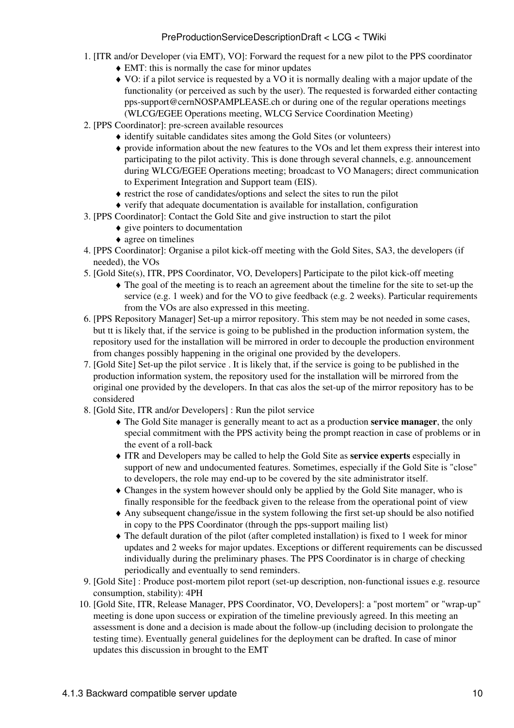1. [ITR and/or Developer (via EMT), VO]: Forward the request for a new pilot to the PPS coordinator
    - EMT: this is normally the case for minor updates
    - VO: if a pilot service is requested by a VO it is normally dealing with a major update of the functionality (or perceived as such by the user). The requested is forwarded either contacting pps-support@cernNOSPAMPLEASE.ch or during one of the regular operations meetings (WLCG/EGEE Operations meeting, WLCG Service Coordination Meeting)
2. [PPS Coordinator]: pre-screen available resources
    - identify suitable candidates sites among the Gold Sites (or volunteers)
    - provide information about the new features to the VOs and let them express their interest into participating to the pilot activity. This is done through several channels, e.g. announcement during WLCG/EGEE Operations meeting; broadcast to VO Managers; direct communication to Experiment Integration and Support team (EIS).
    - restrict the rose of candidates/options and select the sites to run the pilot
    - verify that adequate documentation is available for installation, configuration
3. [PPS Coordinator]: Contact the Gold Site and give instruction to start the pilot
    - give pointers to documentation
    - agree on timelines
4. [PPS Coordinator]: Organise a pilot kick-off meeting with the Gold Sites, SA3, the developers (if needed), the VOs
5. [Gold Site(s), ITR, PPS Coordinator, VO, Developers] Participate to the pilot kick-off meeting
    - The goal of the meeting is to reach an agreement about the timeline for the site to set-up the service (e.g. 1 week) and for the VO to give feedback (e.g. 2 weeks). Particular requirements from the VOs are also expressed in this meeting.
6. [PPS Repository Manager] Set-up a mirror repository. This stem may be not needed in some cases, but tt is likely that, if the service is going to be published in the production information system, the repository used for the installation will be mirrored in order to decouple the production environment from changes possibly happening in the original one provided by the developers.
7. [Gold Site] Set-up the pilot service . It is likely that, if the service is going to be published in the production information system, the repository used for the installation will be mirrored from the original one provided by the developers. In that cas alos the set-up of the mirror repository has to be considered
8. [Gold Site, ITR and/or Developers] : Run the pilot service
    - The Gold Site manager is generally meant to act as a production **service manager**, the only special commitment with the PPS activity being the prompt reaction in case of problems or in the event of a roll-back
    - ITR and Developers may be called to help the Gold Site as **service experts** especially in support of new and undocumented features. Sometimes, especially if the Gold Site is "close" to developers, the role may end-up to be covered by the site administrator itself.
    - Changes in the system however should only be applied by the Gold Site manager, who is finally responsible for the feedback given to the release from the operational point of view
    - Any subsequent change/issue in the system following the first set-up should be also notified in copy to the PPS Coordinator (through the pps-support mailing list)
    - The default duration of the pilot (after completed installation) is fixed to 1 week for minor updates and 2 weeks for major updates. Exceptions or different requirements can be discussed individually during the preliminary phases. The PPS Coordinator is in charge of checking periodically and eventually to send reminders.
9. [Gold Site] : Produce post-mortem pilot report (set-up description, non-functional issues e.g. resource consumption, stability): 4PH
10. [Gold Site, ITR, Release Manager, PPS Coordinator, VO, Developers]: a "post mortem" or "wrap-up" meeting is done upon success or expiration of the timeline previously agreed. In this meeting an assessment is done and a decision is made about the follow-up (including decision to prolongate the testing time). Eventually general guidelines for the deployment can be drafted. In case of minor updates this discussion in brought to the EMT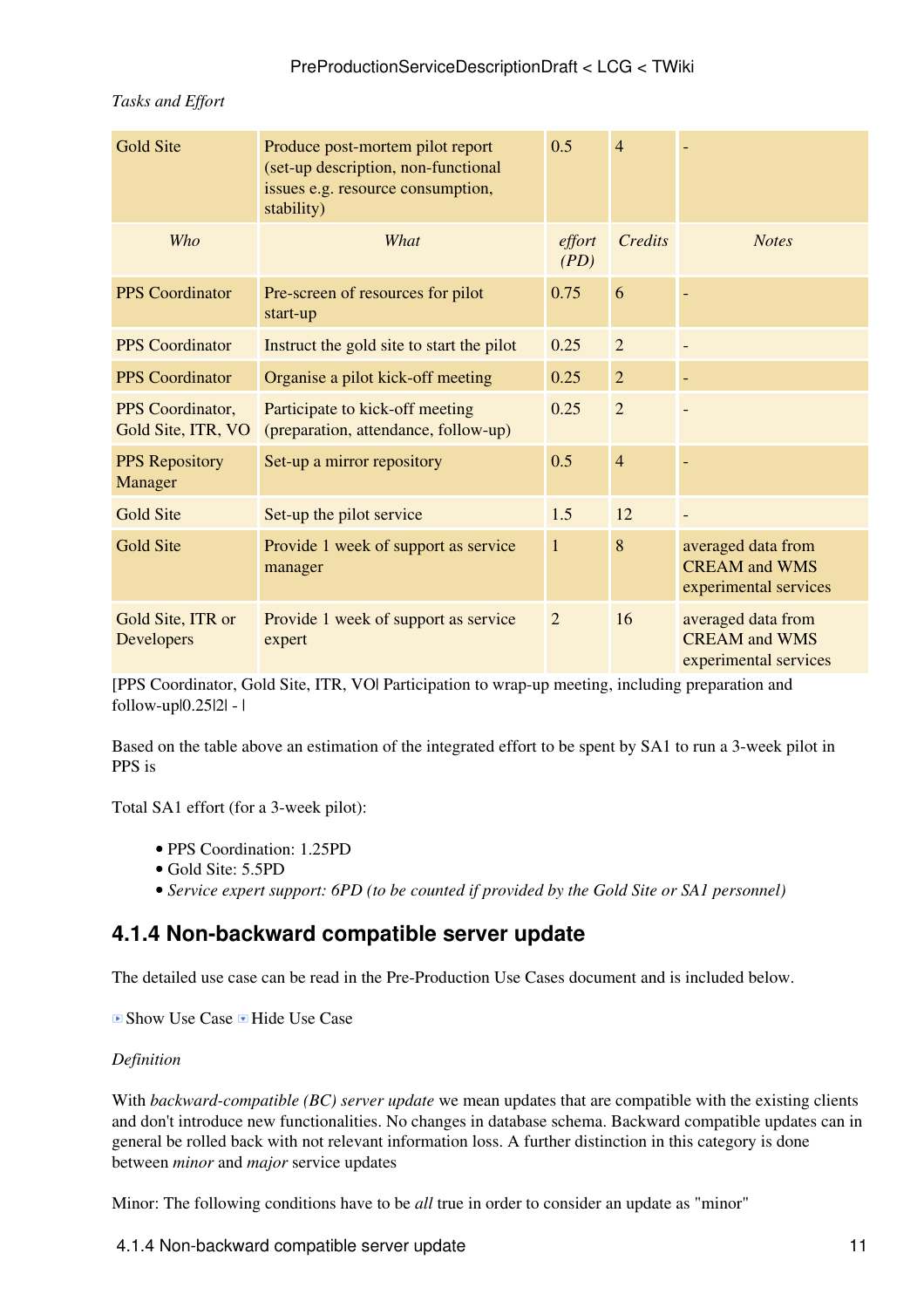*Tasks and Effort*

| Gold Site | Produce post-mortem pilot report (set-up description, non-functional issues e.g. resource consumption, stability) | 0.5 | 4 | - |
|---|---|---|---|---|
| *Who* | *What* | *effort (PD)* | *Credits* | *Notes* |
| PPS Coordinator | Pre-screen of resources for pilot start-up | 0.75 | 6 | - |
| PPS Coordinator | Instruct the gold site to start the pilot | 0.25 | 2 | - |
| PPS Coordinator | Organise a pilot kick-off meeting | 0.25 | 2 | - |
| PPS Coordinator, Gold Site, ITR, VO | Participate to kick-off meeting (preparation, attendance, follow-up) | 0.25 | 2 | - |
| PPS Repository Manager | Set-up a mirror repository | 0.5 | 4 | - |
| Gold Site | Set-up the pilot service | 1.5 | 12 | - |
| Gold Site | Provide 1 week of support as service manager | 1 | 8 | averaged data from CREAM and WMS experimental services |
| Gold Site, ITR or Developers | Provide 1 week of support as service expert | 2 | 16 | averaged data from CREAM and WMS experimental services |

[PPS Coordinator, Gold Site, ITR, VO| Participation to wrap-up meeting, including preparation and follow-up|0.25|2| - |

Based on the table above an estimation of the integrated effort to be spent by SA1 to run a 3-week pilot in PPS is

Total SA1 effort (for a 3-week pilot):

- PPS Coordination: 1.25PD
- Gold Site: 5.5PD
- *Service expert support: 6PD (to be counted if provided by the Gold Site or SA1 personnel)*

## 4.1.4 Non-backward compatible server update

The detailed use case can be read in the Pre-Production Use Cases document and is included below.

Show Use Case Hide Use Case

*Definition*

With *backward-compatible (BC) server update* we mean updates that are compatible with the existing clients and don't introduce new functionalities. No changes in database schema. Backward compatible updates can in general be rolled back with not relevant information loss. A further distinction in this category is done between *minor* and *major* service updates

Minor: The following conditions have to be *all* true in order to consider an update as "minor"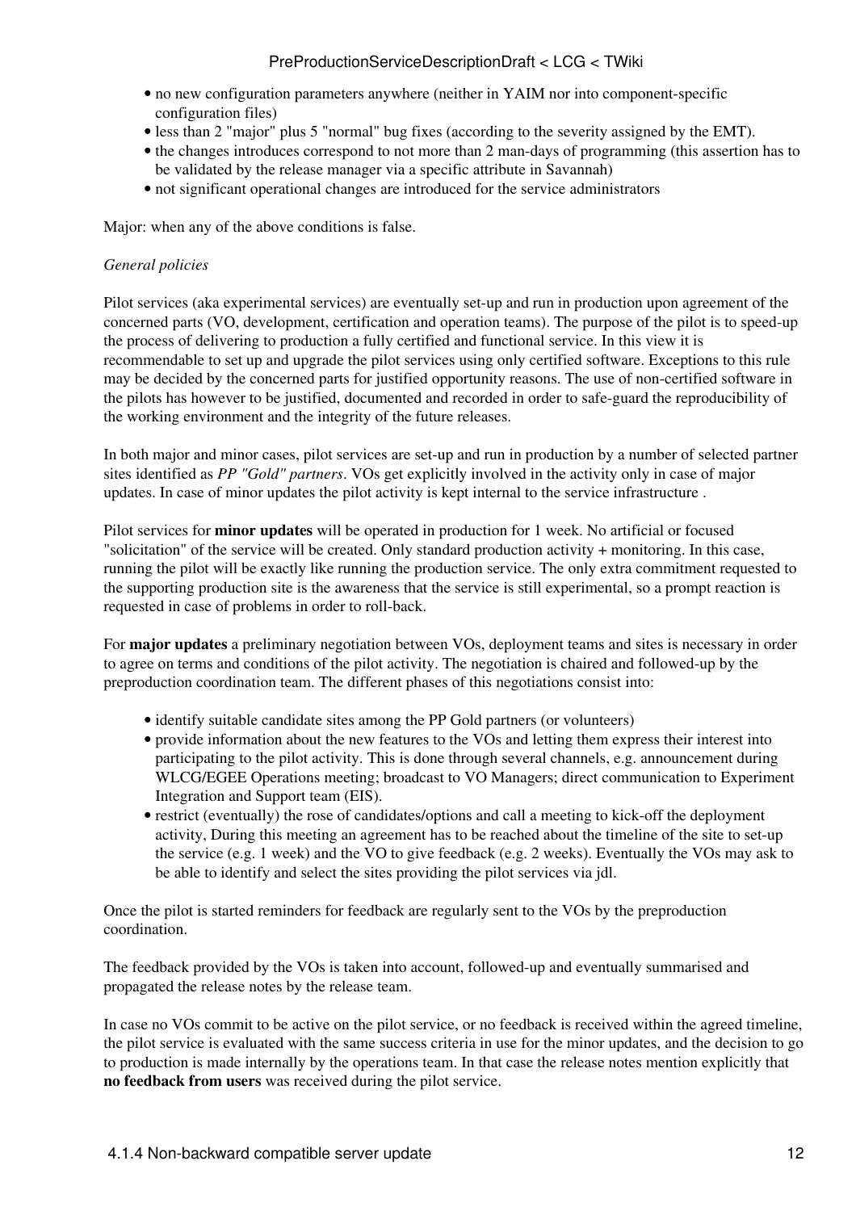- no new configuration parameters anywhere (neither in YAIM nor into component-specific configuration files)
- less than 2 "major" plus 5 "normal" bug fixes (according to the severity assigned by the EMT).
- the changes introduces correspond to not more than 2 man-days of programming (this assertion has to be validated by the release manager via a specific attribute in Savannah)
- not significant operational changes are introduced for the service administrators

Major: when any of the above conditions is false.

*General policies*

Pilot services (aka experimental services) are eventually set-up and run in production upon agreement of the concerned parts (VO, development, certification and operation teams). The purpose of the pilot is to speed-up the process of delivering to production a fully certified and functional service. In this view it is recommendable to set up and upgrade the pilot services using only certified software. Exceptions to this rule may be decided by the concerned parts for justified opportunity reasons. The use of non-certified software in the pilots has however to be justified, documented and recorded in order to safe-guard the reproducibility of the working environment and the integrity of the future releases.

In both major and minor cases, pilot services are set-up and run in production by a number of selected partner sites identified as *PP "Gold" partners*. VOs get explicitly involved in the activity only in case of major updates. In case of minor updates the pilot activity is kept internal to the service infrastructure .

Pilot services for **minor updates** will be operated in production for 1 week. No artificial or focused "solicitation" of the service will be created. Only standard production activity + monitoring. In this case, running the pilot will be exactly like running the production service. The only extra commitment requested to the supporting production site is the awareness that the service is still experimental, so a prompt reaction is requested in case of problems in order to roll-back.

For **major updates** a preliminary negotiation between VOs, deployment teams and sites is necessary in order to agree on terms and conditions of the pilot activity. The negotiation is chaired and followed-up by the preproduction coordination team. The different phases of this negotiations consist into:

- identify suitable candidate sites among the PP Gold partners (or volunteers)
- provide information about the new features to the VOs and letting them express their interest into participating to the pilot activity. This is done through several channels, e.g. announcement during WLCG/EGEE Operations meeting; broadcast to VO Managers; direct communication to Experiment Integration and Support team (EIS).
- restrict (eventually) the rose of candidates/options and call a meeting to kick-off the deployment activity, During this meeting an agreement has to be reached about the timeline of the site to set-up the service (e.g. 1 week) and the VO to give feedback (e.g. 2 weeks). Eventually the VOs may ask to be able to identify and select the sites providing the pilot services via jdl.

Once the pilot is started reminders for feedback are regularly sent to the VOs by the preproduction coordination.

The feedback provided by the VOs is taken into account, followed-up and eventually summarised and propagated the release notes by the release team.

In case no VOs commit to be active on the pilot service, or no feedback is received within the agreed timeline, the pilot service is evaluated with the same success criteria in use for the minor updates, and the decision to go to production is made internally by the operations team. In that case the release notes mention explicitly that **no feedback from users** was received during the pilot service.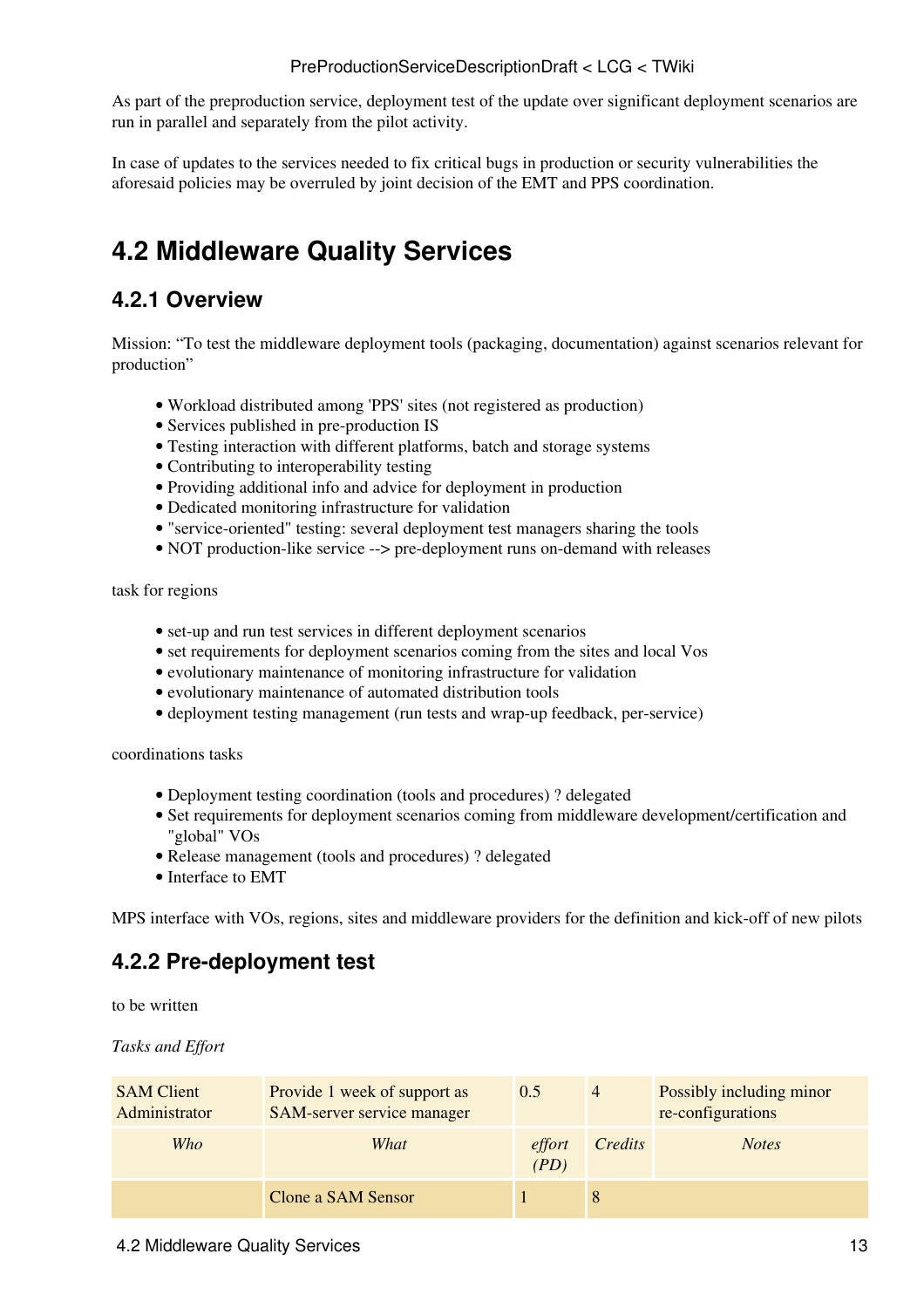As part of the preproduction service, deployment test of the update over significant deployment scenarios are run in parallel and separately from the pilot activity.

In case of updates to the services needed to fix critical bugs in production or security vulnerabilities the aforesaid policies may be overruled by joint decision of the EMT and PPS coordination.

## 4.2 Middleware Quality Services

### 4.2.1 Overview

Mission: "To test the middleware deployment tools (packaging, documentation) against scenarios relevant for production"

- Workload distributed among 'PPS' sites (not registered as production)
- Services published in pre-production IS
- Testing interaction with different platforms, batch and storage systems
- Contributing to interoperability testing
- Providing additional info and advice for deployment in production
- Dedicated monitoring infrastructure for validation
- "service-oriented" testing: several deployment test managers sharing the tools
- NOT production-like service --> pre-deployment runs on-demand with releases

task for regions

- set-up and run test services in different deployment scenarios
- set requirements for deployment scenarios coming from the sites and local Vos
- evolutionary maintenance of monitoring infrastructure for validation
- evolutionary maintenance of automated distribution tools
- deployment testing management (run tests and wrap-up feedback, per-service)

coordinations tasks

- Deployment testing coordination (tools and procedures) ? delegated
- Set requirements for deployment scenarios coming from middleware development/certification and "global" VOs
- Release management (tools and procedures) ? delegated
- Interface to EMT

MPS interface with VOs, regions, sites and middleware providers for the definition and kick-off of new pilots

### 4.2.2 Pre-deployment test

to be written

*Tasks and Effort*

| SAM Client Administrator | Provide 1 week of support as SAM-server service manager | 0.5 | 4 | Possibly including minor re-configurations |
|---|---|---|---|---|
| *Who* | *What* | *effort (PD)* | *Credits* | *Notes* |
| | Clone a SAM Sensor | 1 | 8 | |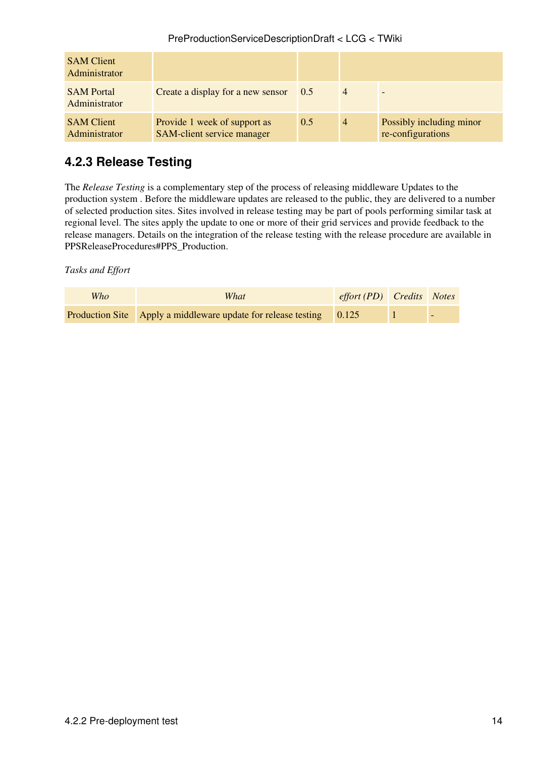| | | | | |
|---|---|---|---|---|
| SAM Client Administrator | | | | |
| SAM Portal Administrator | Create a display for a new sensor | 0.5 | 4 | - |
| SAM Client Administrator | Provide 1 week of support as SAM-client service manager | 0.5 | 4 | Possibly including minor re-configurations |

### 4.2.3 Release Testing

The *Release Testing* is a complementary step of the process of releasing middleware Updates to the production system . Before the middleware updates are released to the public, they are delivered to a number of selected production sites. Sites involved in release testing may be part of pools performing similar task at regional level. The sites apply the update to one or more of their grid services and provide feedback to the release managers. Details on the integration of the release testing with the release procedure are available in PPSReleaseProcedures#PPS_Production.

*Tasks and Effort*

| *Who* | *What* | *effort (PD)* | *Credits* | *Notes* |
|---|---|---|---|---|
| Production Site | Apply a middleware update for release testing | 0.125 | 1 | - |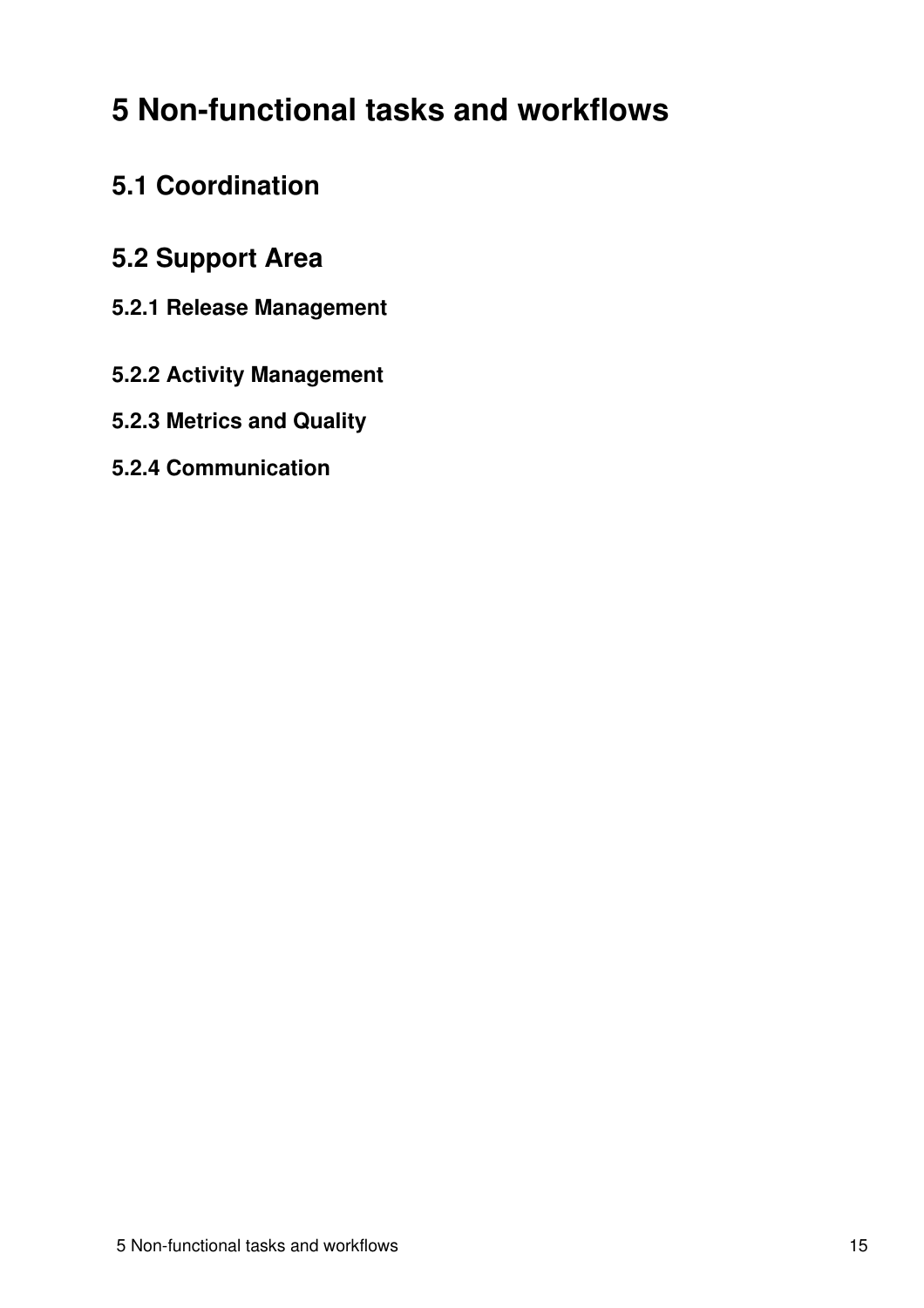# 5 Non-functional tasks and workflows

## 5.1 Coordination

## 5.2 Support Area

### 5.2.1 Release Management

### 5.2.2 Activity Management

### 5.2.3 Metrics and Quality

### 5.2.4 Communication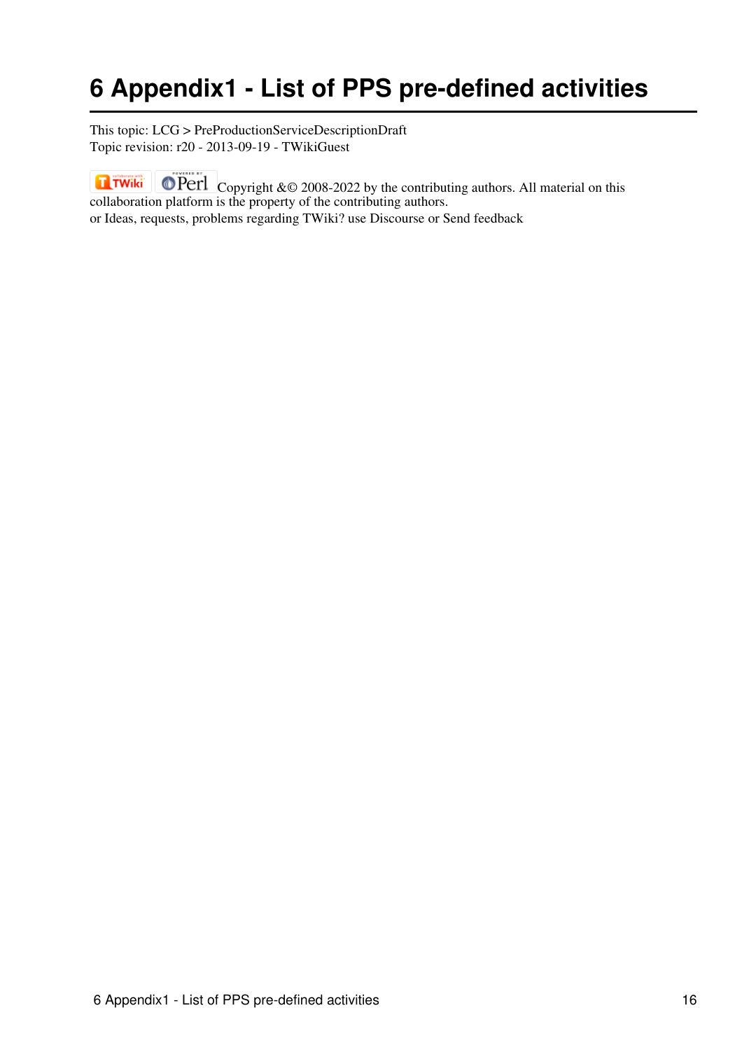# 6 Appendix1 - List of PPS pre-defined activities

This topic: LCG > PreProductionServiceDescriptionDraft
Topic revision: r20 - 2013-09-19 - TWikiGuest

Copyright &© 2008-2022 by the contributing authors. All material on this collaboration platform is the property of the contributing authors.
or Ideas, requests, problems regarding TWiki? use Discourse or Send feedback